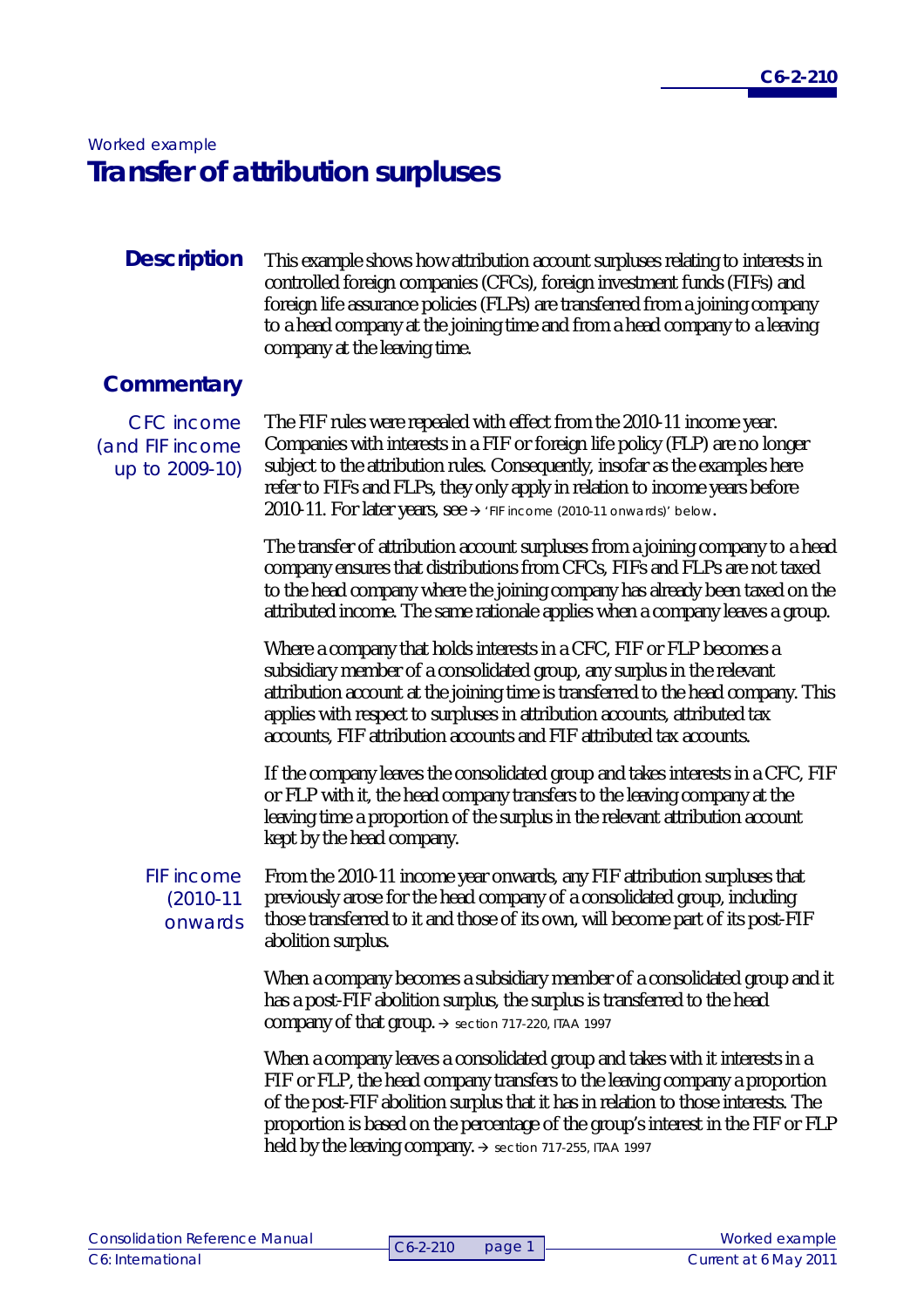*Worked example*

# Transfer of attribution surpluses

## Description

This example shows how attribution account surpluses relating to interests in controlled foreign companies (CFCs), foreign investment funds (FIFs) and foreign life assurance policies (FLPs) are transferred from a joining company to a head company at the joining time and from a head company to a leaving company at the leaving time.

## Commentary

### CFC income (and FIF income up to 2009-10)

The FIF rules were repealed with effect from the 2010-11 income year. Companies with interests in a FIF or foreign life policy (FLP) are no longer subject to the attribution rules. Consequently, insofar as the examples here refer to FIFs and FLPs, they only apply in relation to income years before 2010-11. For later years, see → 'FIF income (2010-11 onwards)' below.

The transfer of attribution account surpluses from a joining company to a head company ensures that distributions from CFCs, FIFs and FLPs are not taxed to the head company where the joining company has already been taxed on the attributed income. The same rationale applies when a company leaves a group.

Where a company that holds interests in a CFC, FIF or FLP becomes a subsidiary member of a consolidated group, any surplus in the relevant attribution account at the joining time is transferred to the head company. This applies with respect to surpluses in attribution accounts, attributed tax accounts, FIF attribution accounts and FIF attributed tax accounts.

If the company leaves the consolidated group and takes interests in a CFC, FIF or FLP with it, the head company transfers to the leaving company at the leaving time a proportion of the surplus in the relevant attribution account kept by the head company.

### FIF income (2010-11 onwards

From the 2010-11 income year onwards, any FIF attribution surpluses that previously arose for the head company of a consolidated group, including those transferred to it and those of its own, will become part of its post-FIF abolition surplus.

When a company becomes a subsidiary member of a consolidated group and it has a post-FIF abolition surplus, the surplus is transferred to the head company of that group. → section 717-220, ITAA 1997

When a company leaves a consolidated group and takes with it interests in a FIF or FLP, the head company transfers to the leaving company a proportion of the post-FIF abolition surplus that it has in relation to those interests. The proportion is based on the percentage of the group's interest in the FIF or FLP held by the leaving company. → section 717-255, ITAA 1997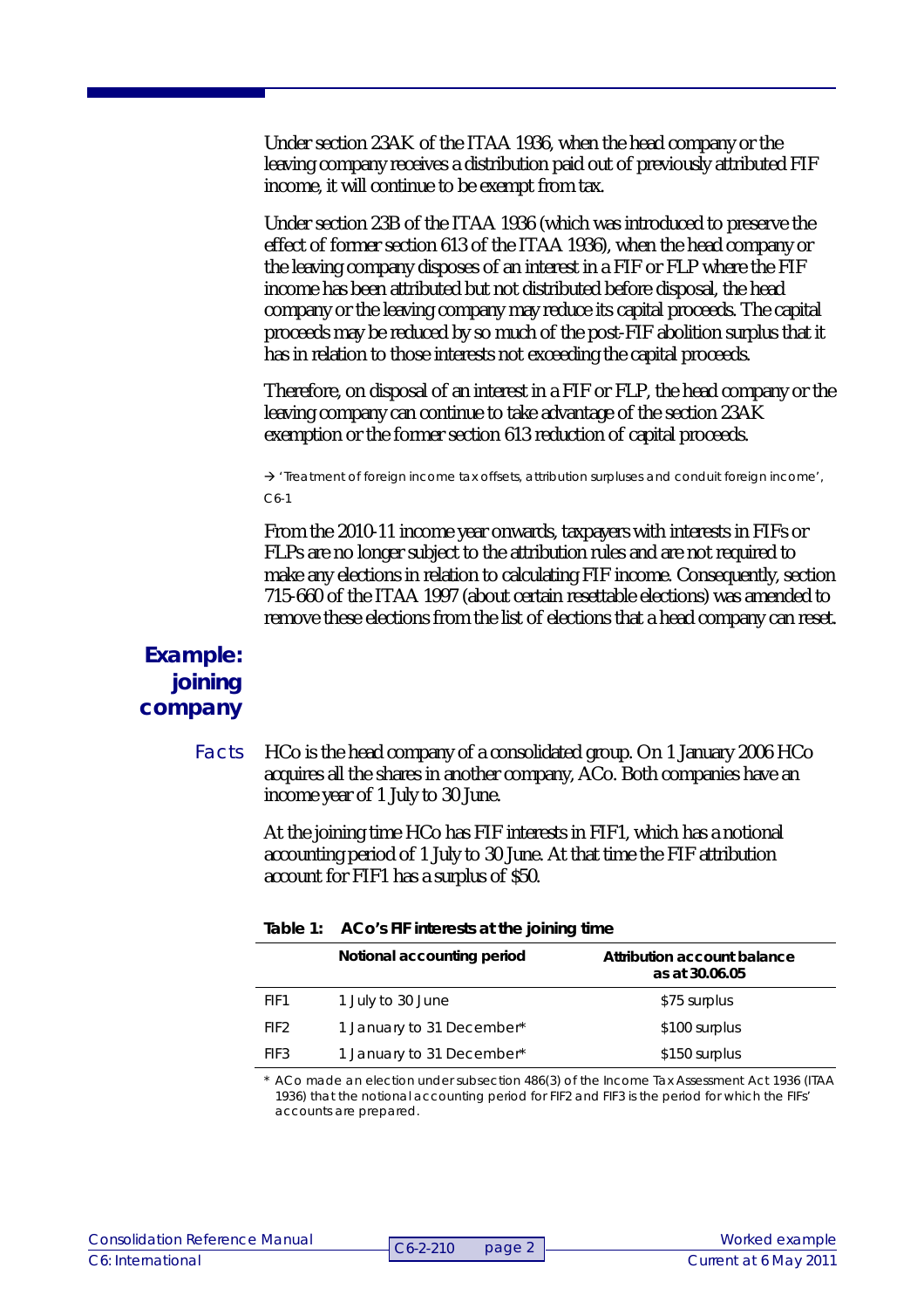Under section 23AK of the ITAA 1936, when the head company or the leaving company receives a distribution paid out of previously attributed FIF income, it will continue to be exempt from tax.

Under section 23B of the ITAA 1936 (which was introduced to preserve the effect of former section 613 of the ITAA 1936), when the head company or the leaving company disposes of an interest in a FIF or FLP where the FIF income has been attributed but not distributed before disposal, the head company or the leaving company may reduce its capital proceeds. The capital proceeds may be reduced by so much of the post-FIF abolition surplus that it has in relation to those interests not exceeding the capital proceeds.

Therefore, on disposal of an interest in a FIF or FLP, the head company or the leaving company can continue to take advantage of the section 23AK exemption or the former section 613 reduction of capital proceeds.

→ 'Treatment of foreign income tax offsets, attribution surpluses and conduit foreign income', C6-1

From the 2010-11 income year onwards, taxpayers with interests in FIFs or FLPs are no longer subject to the attribution rules and are not required to make any elections in relation to calculating FIF income. Consequently, section 715-660 of the ITAA 1997 (about certain resettable elections) was amended to remove these elections from the list of elections that a head company can reset.

## Example: joining company

*Facts*

HCo is the head company of a consolidated group. On 1 January 2006 HCo acquires all the shares in another company, ACo. Both companies have an income year of 1 July to 30 June.

At the joining time HCo has FIF interests in FIF1, which has a notional accounting period of 1 July to 30 June. At that time the FIF attribution account for FIF1 has a surplus of $50.

**Table 1: ACo's FIF interests at the joining time**

| | Notional accounting period | Attribution account balance as at 30.06.05 |
|---|---|---|
| FIF1 | 1 July to 30 June | $75 surplus |
| FIF2 | 1 January to 31 December* | $100 surplus |
| FIF3 | 1 January to 31 December* | $150 surplus |

\* ACo made an election under subsection 486(3) of the Income Tax Assessment Act 1936 (ITAA 1936) that the notional accounting period for FIF2 and FIF3 is the period for which the FIFs' accounts are prepared.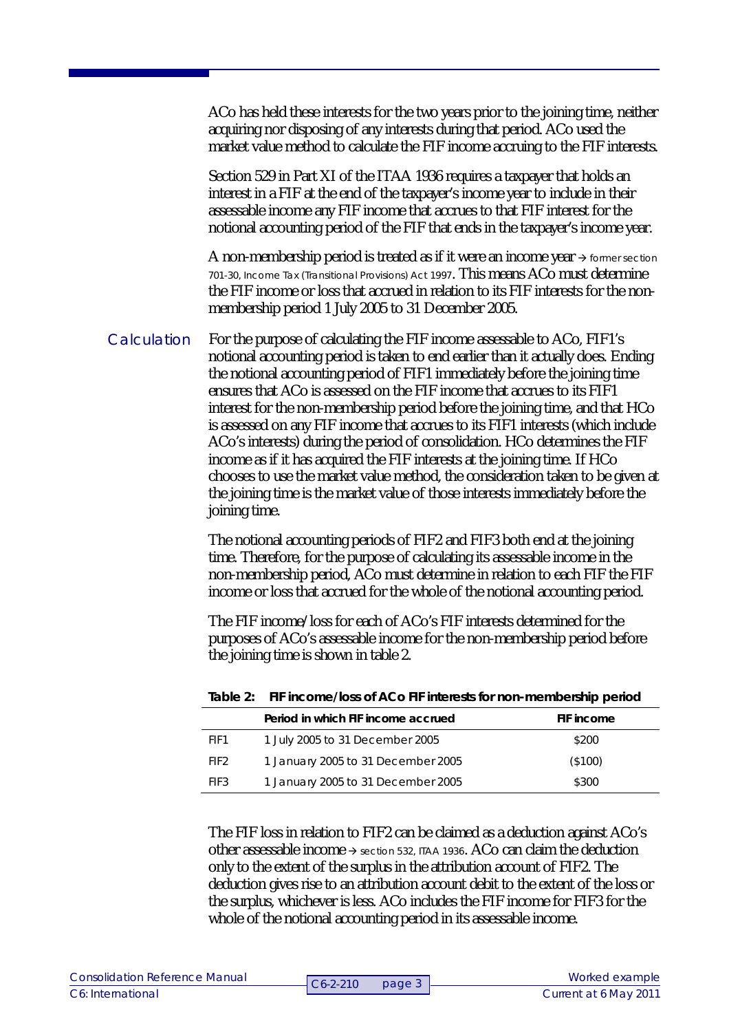ACo has held these interests for the two years prior to the joining time, neither acquiring nor disposing of any interests during that period. ACo used the market value method to calculate the FIF income accruing to the FIF interests.

Section 529 in Part XI of the ITAA 1936 requires a taxpayer that holds an interest in a FIF at the end of the taxpayer's income year to include in their assessable income any FIF income that accrues to that FIF interest for the notional accounting period of the FIF that ends in the taxpayer's income year.

A non-membership period is treated as if it were an income year → former section 701-30, *Income Tax (Transitional Provisions) Act 1997*. This means ACo must determine the FIF income or loss that accrued in relation to its FIF interests for the non-membership period 1 July 2005 to 31 December 2005.

## Calculation

For the purpose of calculating the FIF income assessable to ACo, FIF1's notional accounting period is taken to end earlier than it actually does. Ending the notional accounting period of FIF1 immediately before the joining time ensures that ACo is assessed on the FIF income that accrues to its FIF1 interest for the non-membership period before the joining time, and that HCo is assessed on any FIF income that accrues to its FIF1 interests (which include ACo's interests) during the period of consolidation. HCo determines the FIF income as if it has acquired the FIF interests at the joining time. If HCo chooses to use the market value method, the consideration taken to be given at the joining time is the market value of those interests immediately before the joining time.

The notional accounting periods of FIF2 and FIF3 both end at the joining time. Therefore, for the purpose of calculating its assessable income in the non-membership period, ACo must determine in relation to each FIF the FIF income or loss that accrued for the whole of the notional accounting period.

The FIF income/loss for each of ACo's FIF interests determined for the purposes of ACo's assessable income for the non-membership period before the joining time is shown in table 2.

**Table 2: FIF income/loss of ACo FIF interests for non-membership period**

| | Period in which FIF income accrued | FIF income |
|---|---|---|
| FIF1 | 1 July 2005 to 31 December 2005 | $200 |
| FIF2 | 1 January 2005 to 31 December 2005 | ($100) |
| FIF3 | 1 January 2005 to 31 December 2005 | $300 |

The FIF loss in relation to FIF2 can be claimed as a deduction against ACo's other assessable income → section 532, ITAA 1936. ACo can claim the deduction only to the extent of the surplus in the attribution account of FIF2. The deduction gives rise to an attribution account debit to the extent of the loss or the surplus, whichever is less. ACo includes the FIF income for FIF3 for the whole of the notional accounting period in its assessable income.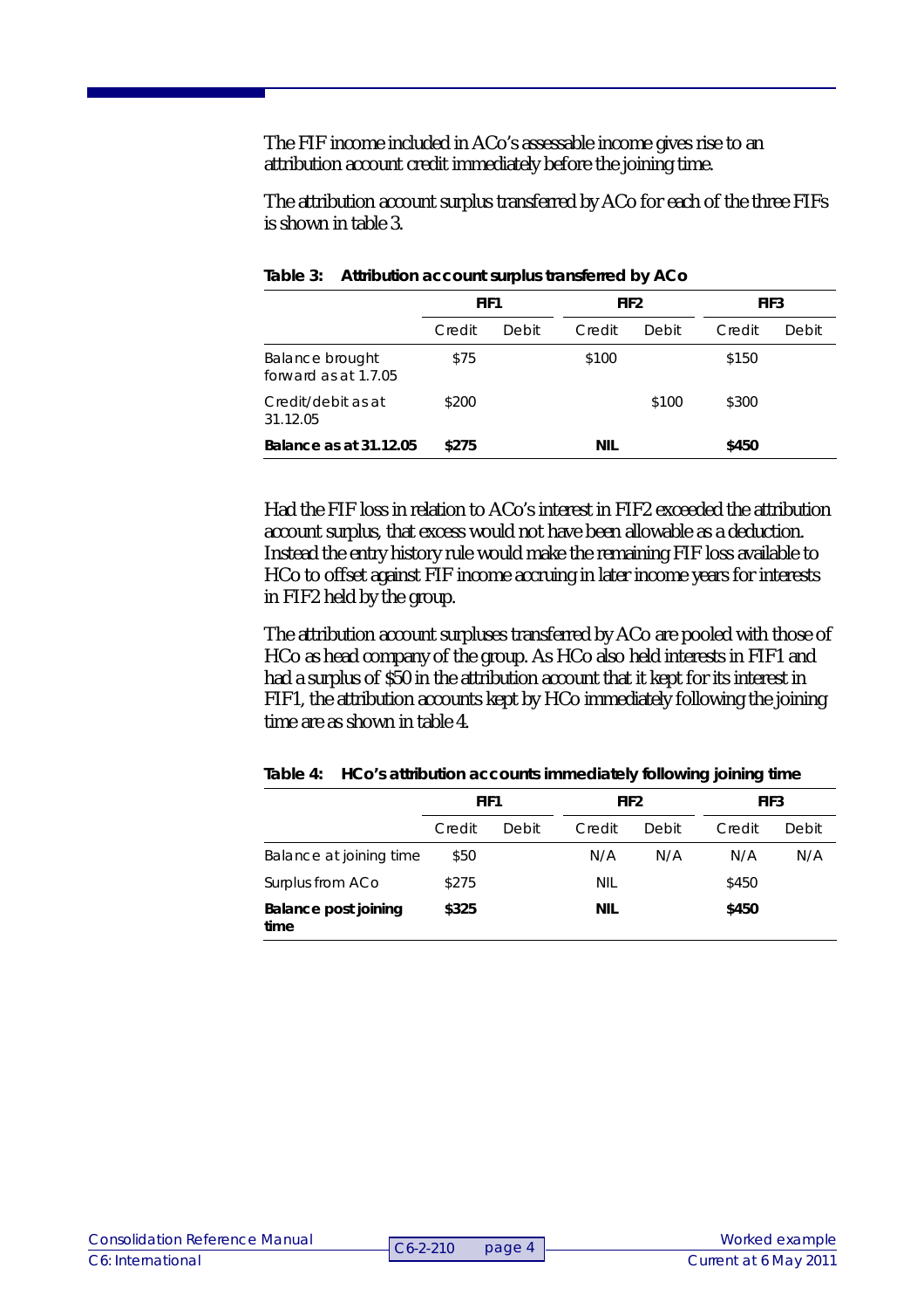The FIF income included in ACo's assessable income gives rise to an attribution account credit immediately before the joining time.

The attribution account surplus transferred by ACo for each of the three FIFs is shown in table 3.

**Table 3: Attribution account surplus transferred by ACo**

| | FIF1 | | FIF2 | | FIF3 | |
|---|---|---|---|---|---|---|
| | Credit | Debit | Credit | Debit | Credit | Debit |
| Balance brought forward as at 1.7.05 | $75 | | $100 | | $150 | |
| Credit/debit as at 31.12.05 | $200 | | | $100 | $300 | |
| **Balance as at 31.12.05** | **$275** | | **NIL** | | **$450** | |

Had the FIF loss in relation to ACo's interest in FIF2 exceeded the attribution account surplus, that excess would not have been allowable as a deduction. Instead the entry history rule would make the remaining FIF loss available to HCo to offset against FIF income accruing in later income years for interests in FIF2 held by the group.

The attribution account surpluses transferred by ACo are pooled with those of HCo as head company of the group. As HCo also held interests in FIF1 and had a surplus of $50 in the attribution account that it kept for its interest in FIF1, the attribution accounts kept by HCo immediately following the joining time are as shown in table 4.

**Table 4: HCo's attribution accounts immediately following joining time**

| | FIF1 | | FIF2 | | FIF3 | |
|---|---|---|---|---|---|---|
| | Credit | Debit | Credit | Debit | Credit | Debit |
| Balance at joining time | $50 | | N/A | N/A | N/A | N/A |
| Surplus from ACo | $275 | | NIL | | $450 | |
| **Balance post joining time** | **$325** | | **NIL** | | **$450** | |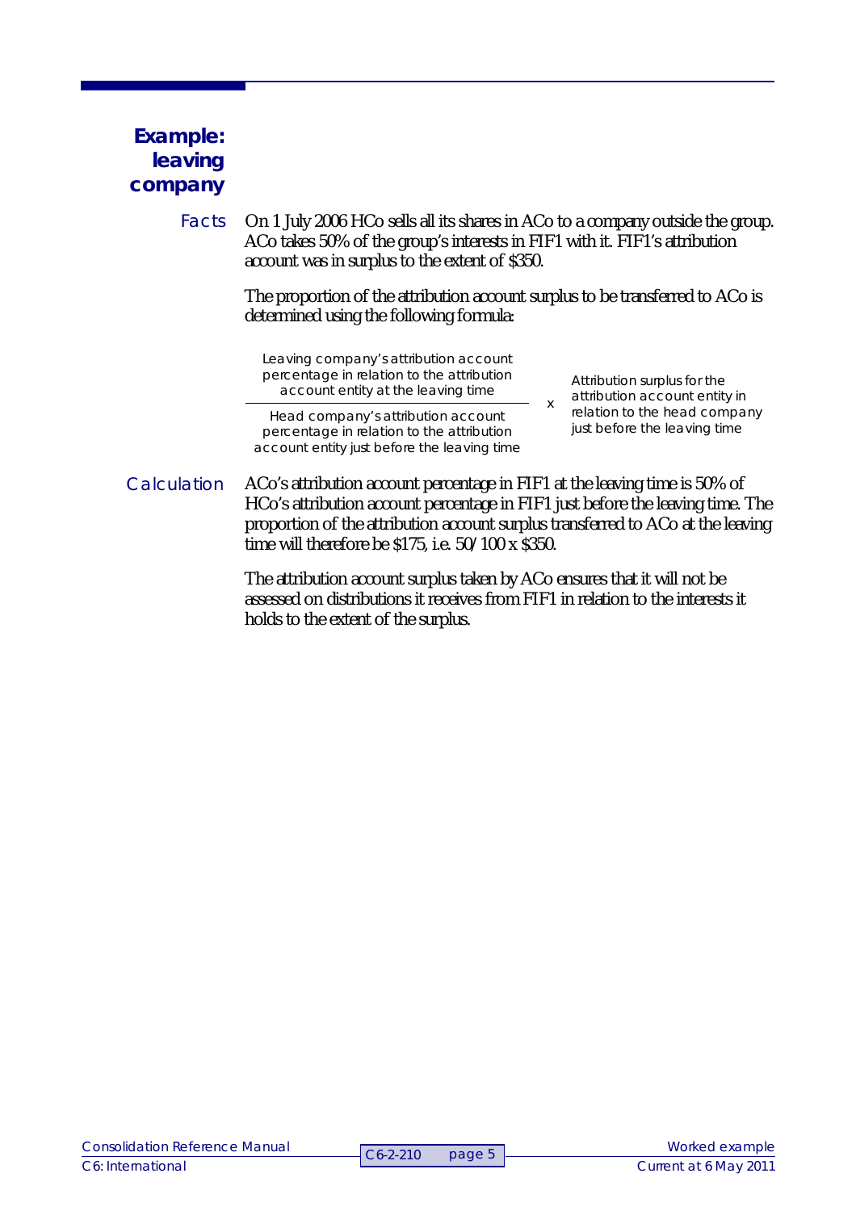## Example: leaving company

**Facts**

On 1 July 2006 HCo sells all its shares in ACo to a company outside the group. ACo takes 50% of the group's interests in FIF1 with it. FIF1's attribution account was in surplus to the extent of $350.

The proportion of the attribution account surplus to be transferred to ACo is determined using the following formula:

$$\frac{\text{Leaving company's attribution account percentage in relation to the attribution account entity at the leaving time}}{\text{Head company's attribution account percentage in relation to the attribution account entity just before the leaving time}} \times \text{Attribution surplus for the attribution account entity in relation to the head company just before the leaving time}$$

**Calculation**

ACo's attribution account percentage in FIF1 at the leaving time is 50% of HCo's attribution account percentage in FIF1 just before the leaving time. The proportion of the attribution account surplus transferred to ACo at the leaving time will therefore be $175, i.e. 50/100 x $350.

The attribution account surplus taken by ACo ensures that it will not be assessed on distributions it receives from FIF1 in relation to the interests it holds to the extent of the surplus.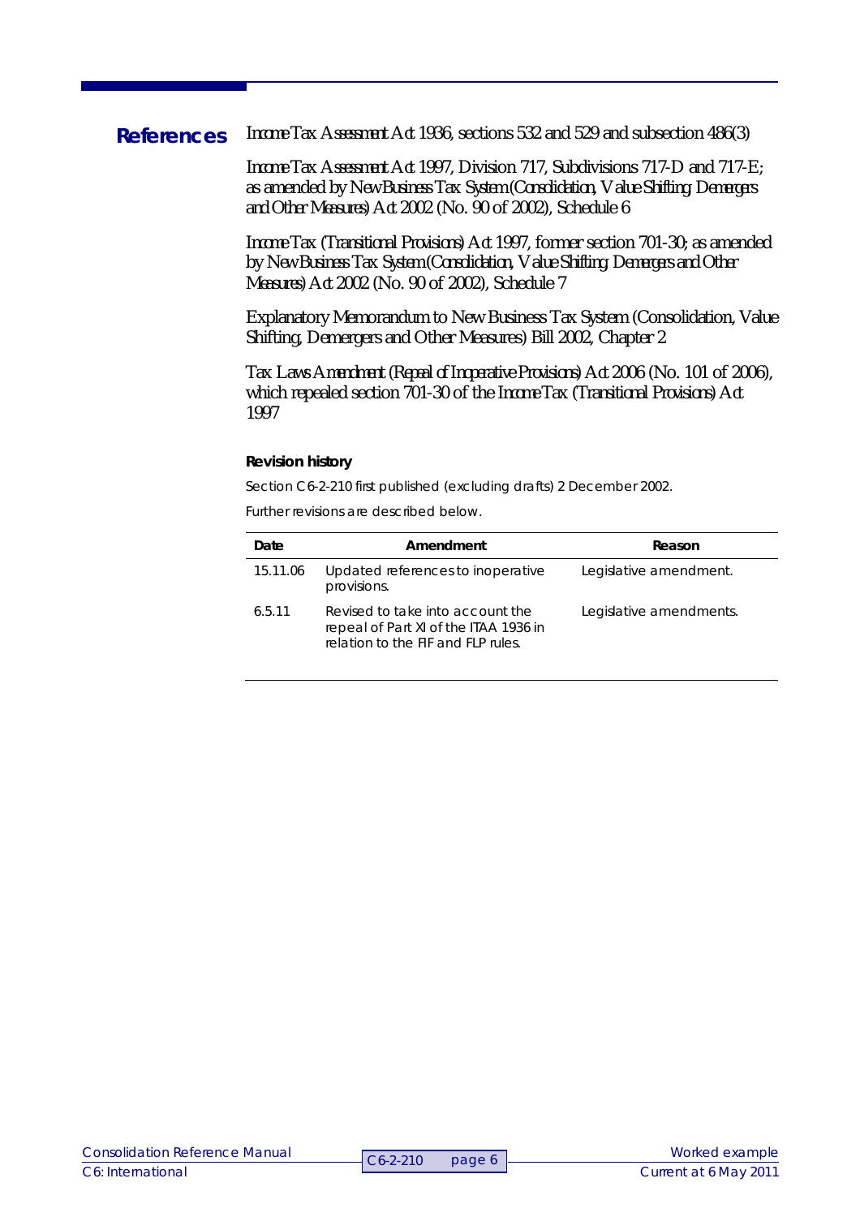## References

*Income Tax Assessment Act 1936*, sections 532 and 529 and subsection 486(3)

*Income Tax Assessment Act 1997*, Division 717, Subdivisions 717-D and 717-E; as amended by *New Business Tax System (Consolidation, Value Shifting, Demergers and Other Measures) Act 2002* (No. 90 of 2002), Schedule 6

*Income Tax (Transitional Provisions) Act 1997*, former section 701-30; as amended by *New Business Tax System (Consolidation, Value Shifting, Demergers and Other Measures) Act 2002* (No. 90 of 2002), Schedule 7

Explanatory Memorandum to New Business Tax System (Consolidation, Value Shifting, Demergers and Other Measures) Bill 2002, Chapter 2

*Tax Laws Amendment (Repeal of Inoperative Provisions) Act 2006* (No. 101 of 2006), which repealed section 701-30 of the *Income Tax (Transitional Provisions) Act 1997*

### Revision history

Section C6-2-210 first published (excluding drafts) 2 December 2002.

Further revisions are described below.

| Date | Amendment | Reason |
|---|---|---|
| 15.11.06 | Updated references to inoperative provisions. | Legislative amendment. |
| 6.5.11 | Revised to take into account the repeal of Part XI of the ITAA 1936 in relation to the FIF and FLP rules. | Legislative amendments. |